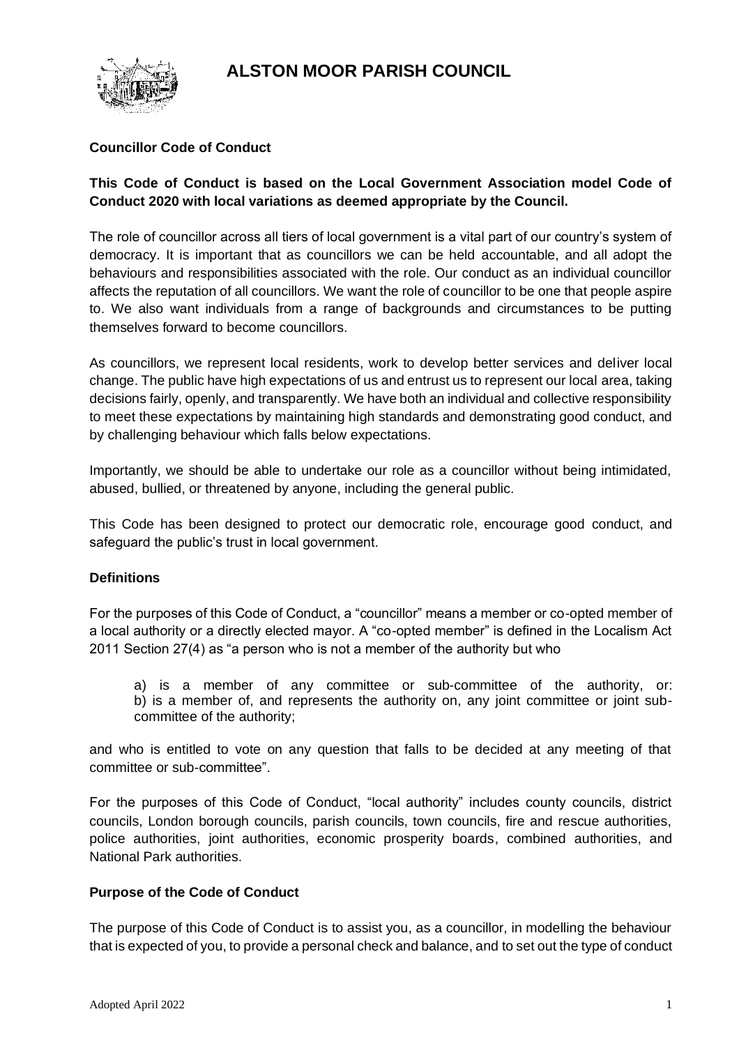# ALSTON MOOR PARISH COUNCIL

**Councillor Code of Conduct**

**This Code of Conduct is based on the Local Government Association model Code of Conduct 2020 with local variations as deemed appropriate by the Council.**

The role of councillor across all tiers of local government is a vital part of our country's system of democracy. It is important that as councillors we can be held accountable, and all adopt the behaviours and responsibilities associated with the role. Our conduct as an individual councillor affects the reputation of all councillors. We want the role of councillor to be one that people aspire to. We also want individuals from a range of backgrounds and circumstances to be putting themselves forward to become councillors.

As councillors, we represent local residents, work to develop better services and deliver local change. The public have high expectations of us and entrust us to represent our local area, taking decisions fairly, openly, and transparently. We have both an individual and collective responsibility to meet these expectations by maintaining high standards and demonstrating good conduct, and by challenging behaviour which falls below expectations.

Importantly, we should be able to undertake our role as a councillor without being intimidated, abused, bullied, or threatened by anyone, including the general public.

This Code has been designed to protect our democratic role, encourage good conduct, and safeguard the public's trust in local government.

## Definitions

For the purposes of this Code of Conduct, a "councillor" means a member or co-opted member of a local authority or a directly elected mayor. A "co-opted member" is defined in the Localism Act 2011 Section 27(4) as "a person who is not a member of the authority but who

> a) is a member of any committee or sub-committee of the authority, or:
> b) is a member of, and represents the authority on, any joint committee or joint sub-committee of the authority;

and who is entitled to vote on any question that falls to be decided at any meeting of that committee or sub-committee".

For the purposes of this Code of Conduct, "local authority" includes county councils, district councils, London borough councils, parish councils, town councils, fire and rescue authorities, police authorities, joint authorities, economic prosperity boards, combined authorities, and National Park authorities.

## Purpose of the Code of Conduct

The purpose of this Code of Conduct is to assist you, as a councillor, in modelling the behaviour that is expected of you, to provide a personal check and balance, and to set out the type of conduct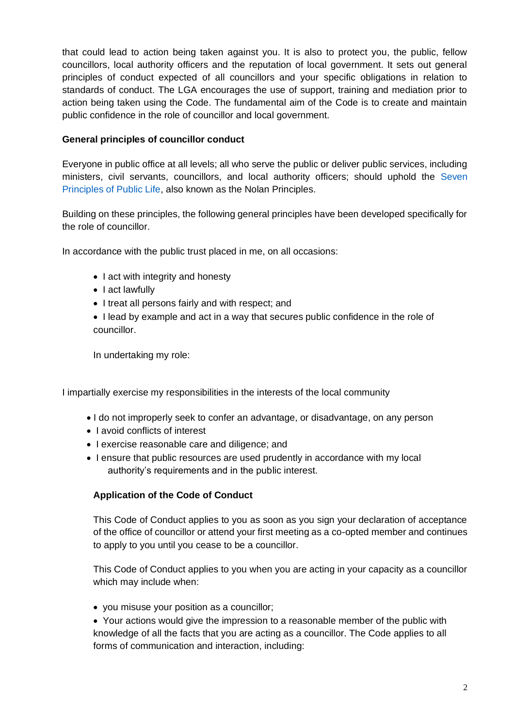that could lead to action being taken against you. It is also to protect you, the public, fellow councillors, local authority officers and the reputation of local government. It sets out general principles of conduct expected of all councillors and your specific obligations in relation to standards of conduct. The LGA encourages the use of support, training and mediation prior to action being taken using the Code. The fundamental aim of the Code is to create and maintain public confidence in the role of councillor and local government.

**General principles of councillor conduct**

Everyone in public office at all levels; all who serve the public or deliver public services, including ministers, civil servants, councillors, and local authority officers; should uphold the Seven Principles of Public Life, also known as the Nolan Principles.

Building on these principles, the following general principles have been developed specifically for the role of councillor.

In accordance with the public trust placed in me, on all occasions:

- I act with integrity and honesty
- I act lawfully
- I treat all persons fairly and with respect; and
- I lead by example and act in a way that secures public confidence in the role of councillor.

In undertaking my role:

I impartially exercise my responsibilities in the interests of the local community

- I do not improperly seek to confer an advantage, or disadvantage, on any person
- I avoid conflicts of interest
- I exercise reasonable care and diligence; and
- I ensure that public resources are used prudently in accordance with my local authority's requirements and in the public interest.

**Application of the Code of Conduct**

This Code of Conduct applies to you as soon as you sign your declaration of acceptance of the office of councillor or attend your first meeting as a co-opted member and continues to apply to you until you cease to be a councillor.

This Code of Conduct applies to you when you are acting in your capacity as a councillor which may include when:

- you misuse your position as a councillor;
- Your actions would give the impression to a reasonable member of the public with knowledge of all the facts that you are acting as a councillor. The Code applies to all forms of communication and interaction, including: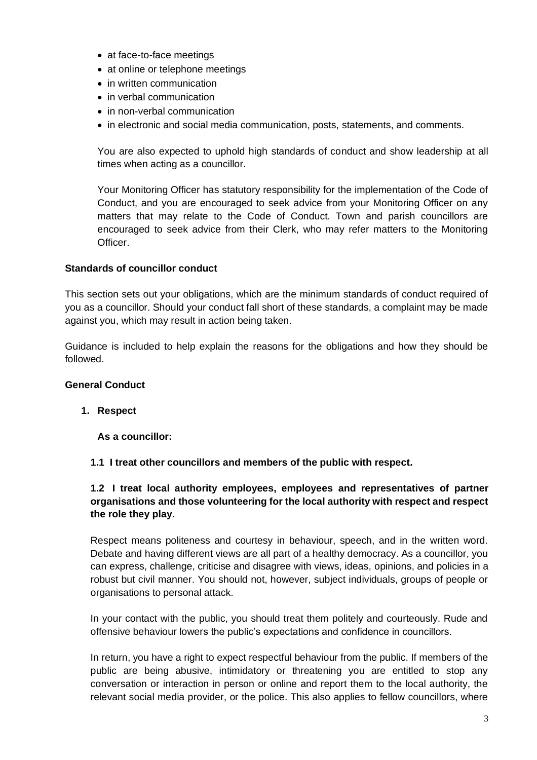- at face-to-face meetings
- at online or telephone meetings
- in written communication
- in verbal communication
- in non-verbal communication
- in electronic and social media communication, posts, statements, and comments.

You are also expected to uphold high standards of conduct and show leadership at all times when acting as a councillor.

Your Monitoring Officer has statutory responsibility for the implementation of the Code of Conduct, and you are encouraged to seek advice from your Monitoring Officer on any matters that may relate to the Code of Conduct. Town and parish councillors are encouraged to seek advice from their Clerk, who may refer matters to the Monitoring Officer.

**Standards of councillor conduct**

This section sets out your obligations, which are the minimum standards of conduct required of you as a councillor. Should your conduct fall short of these standards, a complaint may be made against you, which may result in action being taken.

Guidance is included to help explain the reasons for the obligations and how they should be followed.

**General Conduct**

**1. Respect**

**As a councillor:**

**1.1 I treat other councillors and members of the public with respect.**

**1.2 I treat local authority employees, employees and representatives of partner organisations and those volunteering for the local authority with respect and respect the role they play.**

Respect means politeness and courtesy in behaviour, speech, and in the written word. Debate and having different views are all part of a healthy democracy. As a councillor, you can express, challenge, criticise and disagree with views, ideas, opinions, and policies in a robust but civil manner. You should not, however, subject individuals, groups of people or organisations to personal attack.

In your contact with the public, you should treat them politely and courteously. Rude and offensive behaviour lowers the public's expectations and confidence in councillors.

In return, you have a right to expect respectful behaviour from the public. If members of the public are being abusive, intimidatory or threatening you are entitled to stop any conversation or interaction in person or online and report them to the local authority, the relevant social media provider, or the police. This also applies to fellow councillors, where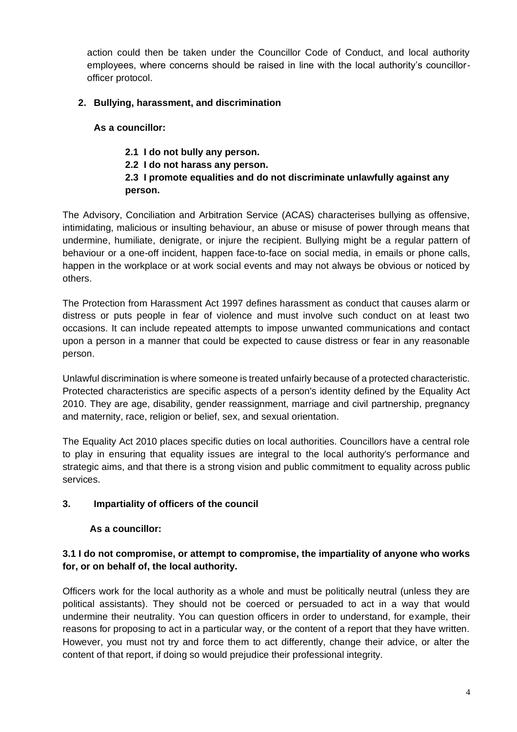action could then be taken under the Councillor Code of Conduct, and local authority employees, where concerns should be raised in line with the local authority's councillor-officer protocol.

## 2. Bullying, harassment, and discrimination

**As a councillor:**

**2.1 I do not bully any person.**
**2.2 I do not harass any person.**
**2.3 I promote equalities and do not discriminate unlawfully against any person.**

The Advisory, Conciliation and Arbitration Service (ACAS) characterises bullying as offensive, intimidating, malicious or insulting behaviour, an abuse or misuse of power through means that undermine, humiliate, denigrate, or injure the recipient. Bullying might be a regular pattern of behaviour or a one-off incident, happen face-to-face on social media, in emails or phone calls, happen in the workplace or at work social events and may not always be obvious or noticed by others.

The Protection from Harassment Act 1997 defines harassment as conduct that causes alarm or distress or puts people in fear of violence and must involve such conduct on at least two occasions. It can include repeated attempts to impose unwanted communications and contact upon a person in a manner that could be expected to cause distress or fear in any reasonable person.

Unlawful discrimination is where someone is treated unfairly because of a protected characteristic. Protected characteristics are specific aspects of a person's identity defined by the Equality Act 2010. They are age, disability, gender reassignment, marriage and civil partnership, pregnancy and maternity, race, religion or belief, sex, and sexual orientation.

The Equality Act 2010 places specific duties on local authorities. Councillors have a central role to play in ensuring that equality issues are integral to the local authority's performance and strategic aims, and that there is a strong vision and public commitment to equality across public services.

## 3. Impartiality of officers of the council

**As a councillor:**

**3.1 I do not compromise, or attempt to compromise, the impartiality of anyone who works for, or on behalf of, the local authority.**

Officers work for the local authority as a whole and must be politically neutral (unless they are political assistants). They should not be coerced or persuaded to act in a way that would undermine their neutrality. You can question officers in order to understand, for example, their reasons for proposing to act in a particular way, or the content of a report that they have written. However, you must not try and force them to act differently, change their advice, or alter the content of that report, if doing so would prejudice their professional integrity.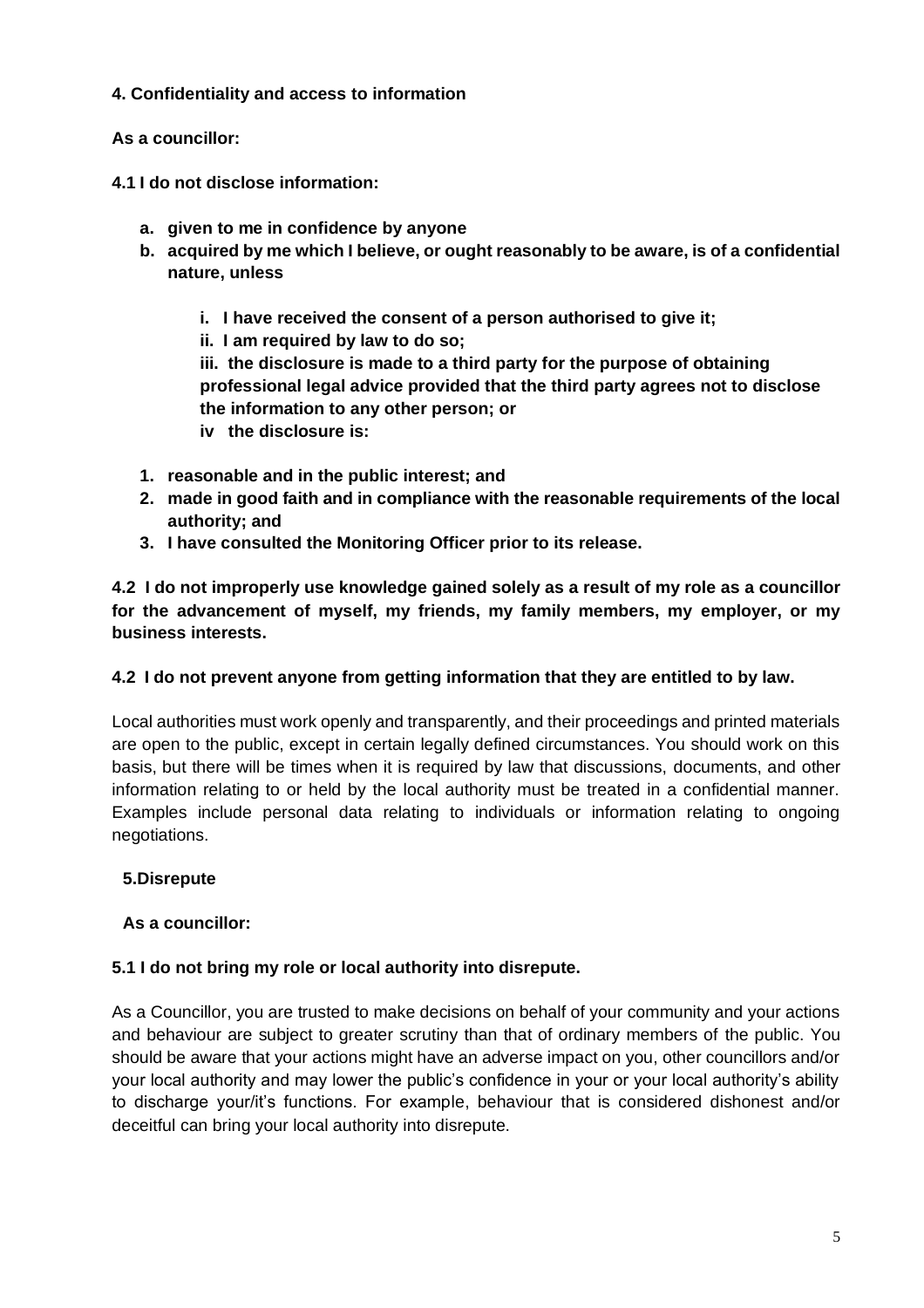**4. Confidentiality and access to information**

**As a councillor:**

**4.1 I do not disclose information:**

- **a. given to me in confidence by anyone**
- **b. acquired by me which I believe, or ought reasonably to be aware, is of a confidential nature, unless**

    - **i. I have received the consent of a person authorised to give it;**
    - **ii. I am required by law to do so;**
    - **iii. the disclosure is made to a third party for the purpose of obtaining professional legal advice provided that the third party agrees not to disclose the information to any other person; or**
    - **iv the disclosure is:**

1. **reasonable and in the public interest; and**
2. **made in good faith and in compliance with the reasonable requirements of the local authority; and**
3. **I have consulted the Monitoring Officer prior to its release.**

**4.2 I do not improperly use knowledge gained solely as a result of my role as a councillor for the advancement of myself, my friends, my family members, my employer, or my business interests.**

**4.2 I do not prevent anyone from getting information that they are entitled to by law.**

Local authorities must work openly and transparently, and their proceedings and printed materials are open to the public, except in certain legally defined circumstances. You should work on this basis, but there will be times when it is required by law that discussions, documents, and other information relating to or held by the local authority must be treated in a confidential manner. Examples include personal data relating to individuals or information relating to ongoing negotiations.

**5.Disrepute**

**As a councillor:**

**5.1 I do not bring my role or local authority into disrepute.**

As a Councillor, you are trusted to make decisions on behalf of your community and your actions and behaviour are subject to greater scrutiny than that of ordinary members of the public. You should be aware that your actions might have an adverse impact on you, other councillors and/or your local authority and may lower the public's confidence in your or your local authority's ability to discharge your/it's functions. For example, behaviour that is considered dishonest and/or deceitful can bring your local authority into disrepute.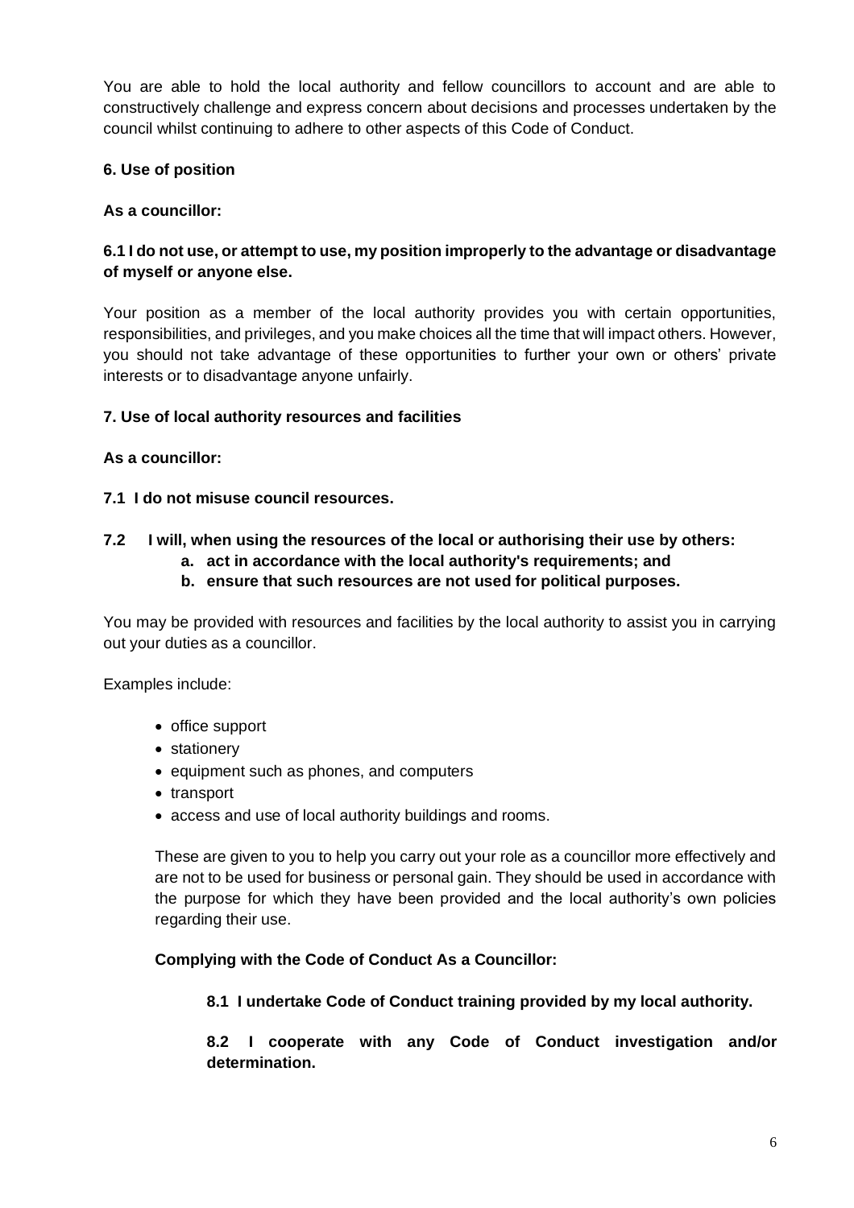You are able to hold the local authority and fellow councillors to account and are able to constructively challenge and express concern about decisions and processes undertaken by the council whilst continuing to adhere to other aspects of this Code of Conduct.

### 6. Use of position

**As a councillor:**

**6.1 I do not use, or attempt to use, my position improperly to the advantage or disadvantage of myself or anyone else.**

Your position as a member of the local authority provides you with certain opportunities, responsibilities, and privileges, and you make choices all the time that will impact others. However, you should not take advantage of these opportunities to further your own or others' private interests or to disadvantage anyone unfairly.

### 7. Use of local authority resources and facilities

**As a councillor:**

**7.1 I do not misuse council resources.**

**7.2 I will, when using the resources of the local or authorising their use by others:**

**a. act in accordance with the local authority's requirements; and**

**b. ensure that such resources are not used for political purposes.**

You may be provided with resources and facilities by the local authority to assist you in carrying out your duties as a councillor.

Examples include:

- office support
- stationery
- equipment such as phones, and computers
- transport
- access and use of local authority buildings and rooms.

These are given to you to help you carry out your role as a councillor more effectively and are not to be used for business or personal gain. They should be used in accordance with the purpose for which they have been provided and the local authority's own policies regarding their use.

**Complying with the Code of Conduct As a Councillor:**

**8.1 I undertake Code of Conduct training provided by my local authority.**

**8.2 I cooperate with any Code of Conduct investigation and/or determination.**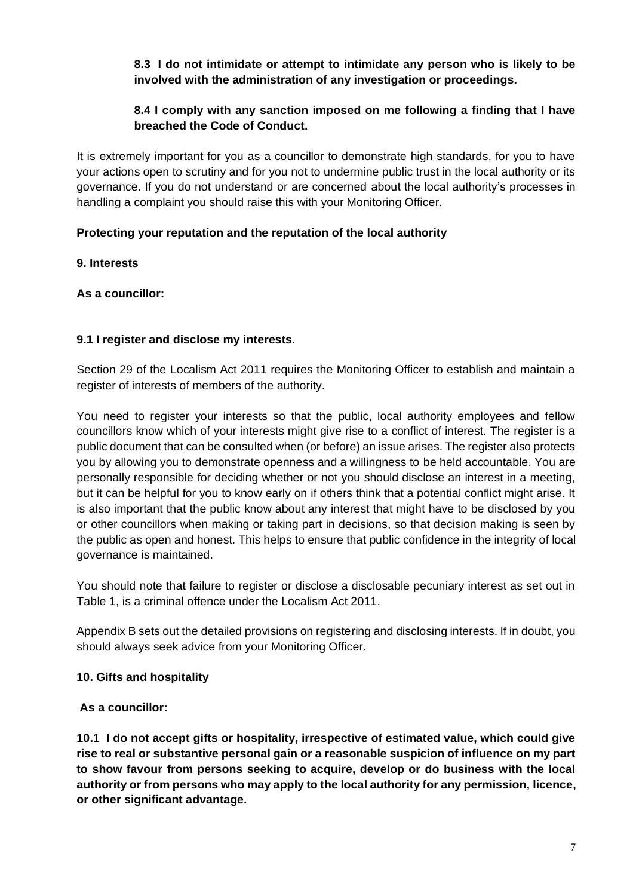**8.3 I do not intimidate or attempt to intimidate any person who is likely to be involved with the administration of any investigation or proceedings.**

**8.4 I comply with any sanction imposed on me following a finding that I have breached the Code of Conduct.**

It is extremely important for you as a councillor to demonstrate high standards, for you to have your actions open to scrutiny and for you not to undermine public trust in the local authority or its governance. If you do not understand or are concerned about the local authority's processes in handling a complaint you should raise this with your Monitoring Officer.

**Protecting your reputation and the reputation of the local authority**

**9. Interests**

**As a councillor:**

**9.1 I register and disclose my interests.**

Section 29 of the Localism Act 2011 requires the Monitoring Officer to establish and maintain a register of interests of members of the authority.

You need to register your interests so that the public, local authority employees and fellow councillors know which of your interests might give rise to a conflict of interest. The register is a public document that can be consulted when (or before) an issue arises. The register also protects you by allowing you to demonstrate openness and a willingness to be held accountable. You are personally responsible for deciding whether or not you should disclose an interest in a meeting, but it can be helpful for you to know early on if others think that a potential conflict might arise. It is also important that the public know about any interest that might have to be disclosed by you or other councillors when making or taking part in decisions, so that decision making is seen by the public as open and honest. This helps to ensure that public confidence in the integrity of local governance is maintained.

You should note that failure to register or disclose a disclosable pecuniary interest as set out in Table 1, is a criminal offence under the Localism Act 2011.

Appendix B sets out the detailed provisions on registering and disclosing interests. If in doubt, you should always seek advice from your Monitoring Officer.

**10. Gifts and hospitality**

**As a councillor:**

**10.1 I do not accept gifts or hospitality, irrespective of estimated value, which could give rise to real or substantive personal gain or a reasonable suspicion of influence on my part to show favour from persons seeking to acquire, develop or do business with the local authority or from persons who may apply to the local authority for any permission, licence, or other significant advantage.**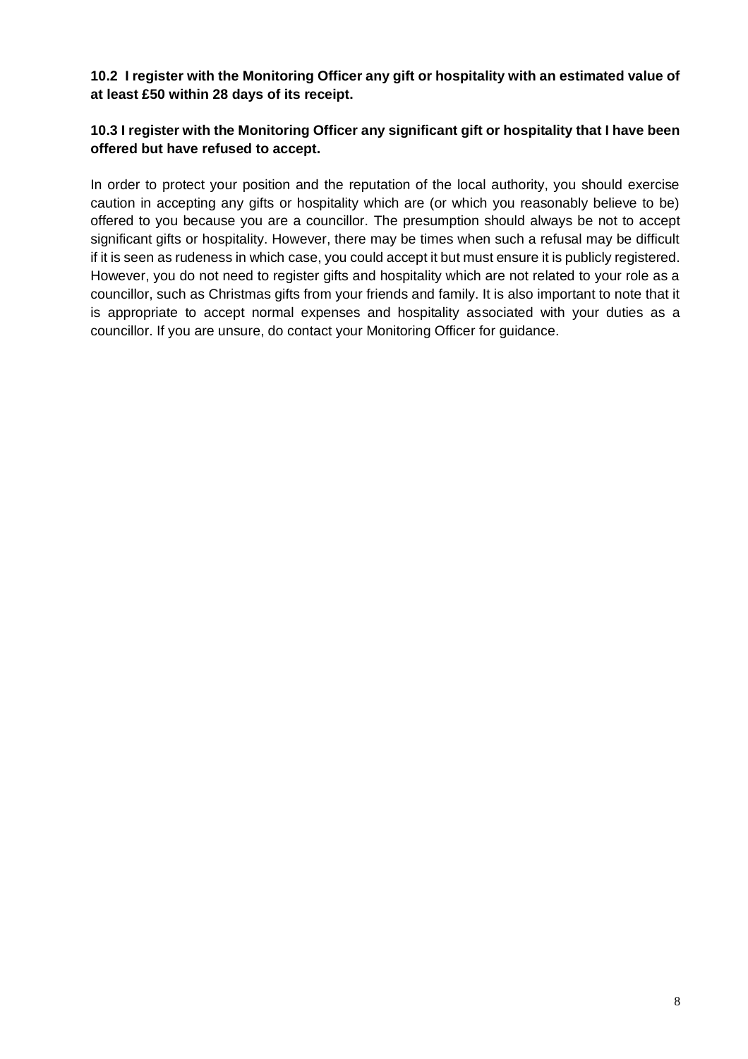**10.2 I register with the Monitoring Officer any gift or hospitality with an estimated value of at least £50 within 28 days of its receipt.**

**10.3 I register with the Monitoring Officer any significant gift or hospitality that I have been offered but have refused to accept.**

In order to protect your position and the reputation of the local authority, you should exercise caution in accepting any gifts or hospitality which are (or which you reasonably believe to be) offered to you because you are a councillor. The presumption should always be not to accept significant gifts or hospitality. However, there may be times when such a refusal may be difficult if it is seen as rudeness in which case, you could accept it but must ensure it is publicly registered. However, you do not need to register gifts and hospitality which are not related to your role as a councillor, such as Christmas gifts from your friends and family. It is also important to note that it is appropriate to accept normal expenses and hospitality associated with your duties as a councillor. If you are unsure, do contact your Monitoring Officer for guidance.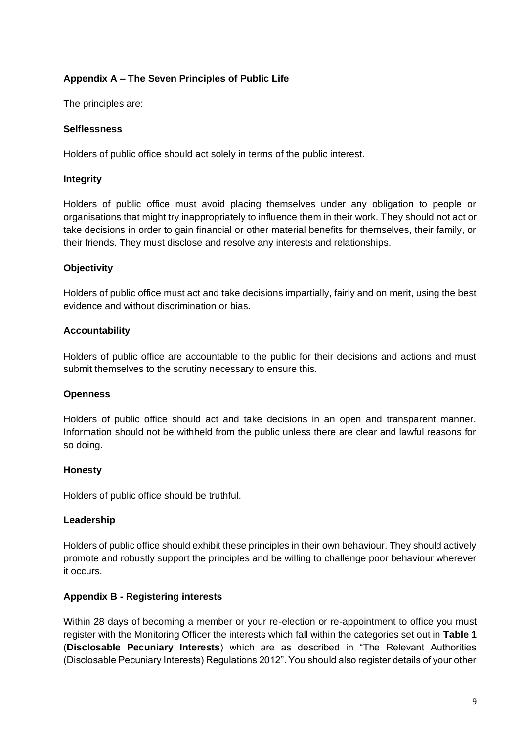## Appendix A – The Seven Principles of Public Life

The principles are:

### Selflessness

Holders of public office should act solely in terms of the public interest.

### Integrity

Holders of public office must avoid placing themselves under any obligation to people or organisations that might try inappropriately to influence them in their work. They should not act or take decisions in order to gain financial or other material benefits for themselves, their family, or their friends. They must disclose and resolve any interests and relationships.

### Objectivity

Holders of public office must act and take decisions impartially, fairly and on merit, using the best evidence and without discrimination or bias.

### Accountability

Holders of public office are accountable to the public for their decisions and actions and must submit themselves to the scrutiny necessary to ensure this.

### Openness

Holders of public office should act and take decisions in an open and transparent manner. Information should not be withheld from the public unless there are clear and lawful reasons for so doing.

### Honesty

Holders of public office should be truthful.

### Leadership

Holders of public office should exhibit these principles in their own behaviour. They should actively promote and robustly support the principles and be willing to challenge poor behaviour wherever it occurs.

## Appendix B - Registering interests

Within 28 days of becoming a member or your re-election or re-appointment to office you must register with the Monitoring Officer the interests which fall within the categories set out in **Table 1** (**Disclosable Pecuniary Interests**) which are as described in "The Relevant Authorities (Disclosable Pecuniary Interests) Regulations 2012". You should also register details of your other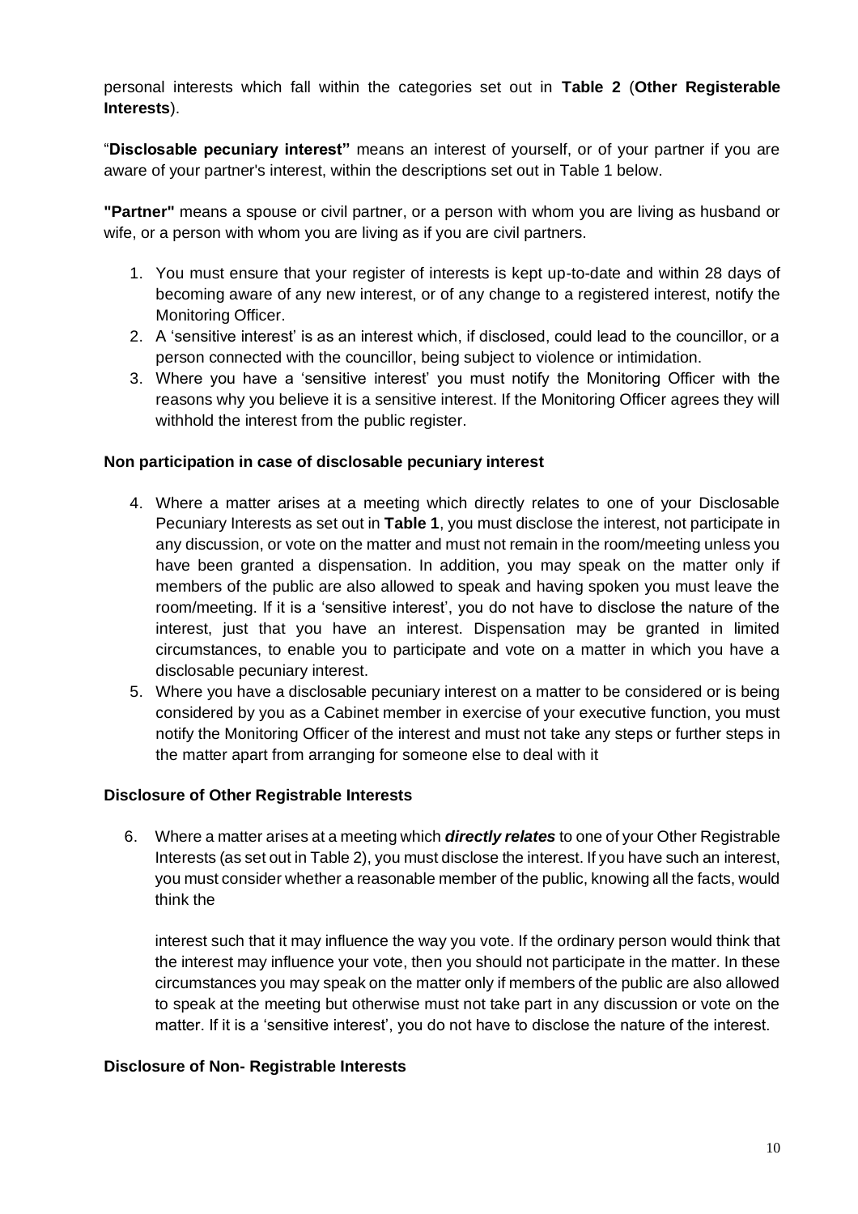personal interests which fall within the categories set out in **Table 2** (**Other Registerable Interests**).

"**Disclosable pecuniary interest"** means an interest of yourself, or of your partner if you are aware of your partner's interest, within the descriptions set out in Table 1 below.

**"Partner"** means a spouse or civil partner, or a person with whom you are living as husband or wife, or a person with whom you are living as if you are civil partners.

1. You must ensure that your register of interests is kept up-to-date and within 28 days of becoming aware of any new interest, or of any change to a registered interest, notify the Monitoring Officer.
2. A 'sensitive interest' is as an interest which, if disclosed, could lead to the councillor, or a person connected with the councillor, being subject to violence or intimidation.
3. Where you have a 'sensitive interest' you must notify the Monitoring Officer with the reasons why you believe it is a sensitive interest. If the Monitoring Officer agrees they will withhold the interest from the public register.

**Non participation in case of disclosable pecuniary interest**

4. Where a matter arises at a meeting which directly relates to one of your Disclosable Pecuniary Interests as set out in **Table 1**, you must disclose the interest, not participate in any discussion, or vote on the matter and must not remain in the room/meeting unless you have been granted a dispensation. In addition, you may speak on the matter only if members of the public are also allowed to speak and having spoken you must leave the room/meeting. If it is a 'sensitive interest', you do not have to disclose the nature of the interest, just that you have an interest. Dispensation may be granted in limited circumstances, to enable you to participate and vote on a matter in which you have a disclosable pecuniary interest.
5. Where you have a disclosable pecuniary interest on a matter to be considered or is being considered by you as a Cabinet member in exercise of your executive function, you must notify the Monitoring Officer of the interest and must not take any steps or further steps in the matter apart from arranging for someone else to deal with it

**Disclosure of Other Registrable Interests**

6. Where a matter arises at a meeting which ***directly relates*** to one of your Other Registrable Interests (as set out in Table 2), you must disclose the interest. If you have such an interest, you must consider whether a reasonable member of the public, knowing all the facts, would think the

   interest such that it may influence the way you vote. If the ordinary person would think that the interest may influence your vote, then you should not participate in the matter. In these circumstances you may speak on the matter only if members of the public are also allowed to speak at the meeting but otherwise must not take part in any discussion or vote on the matter. If it is a 'sensitive interest', you do not have to disclose the nature of the interest.

**Disclosure of Non- Registrable Interests**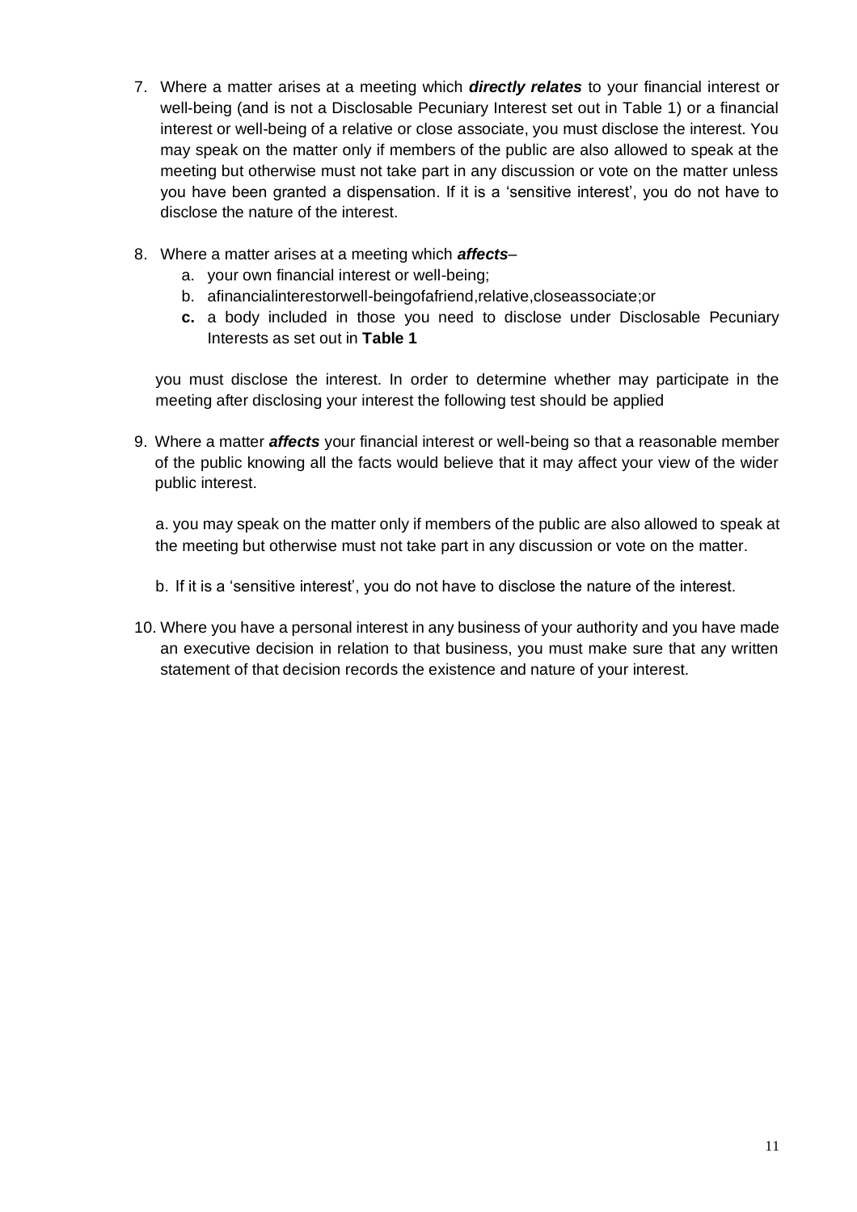7. Where a matter arises at a meeting which ***directly relates*** to your financial interest or well-being (and is not a Disclosable Pecuniary Interest set out in Table 1) or a financial interest or well-being of a relative or close associate, you must disclose the interest. You may speak on the matter only if members of the public are also allowed to speak at the meeting but otherwise must not take part in any discussion or vote on the matter unless you have been granted a dispensation. If it is a 'sensitive interest', you do not have to disclose the nature of the interest.

8. Where a matter arises at a meeting which ***affects***–
   a. your own financial interest or well-being;
   b. afinancialinterestorwell-beingofafriend,relative,closeassociate;or
   **c.** a body included in those you need to disclose under Disclosable Pecuniary Interests as set out in **Table 1**

   you must disclose the interest. In order to determine whether may participate in the meeting after disclosing your interest the following test should be applied

9. Where a matter ***affects*** your financial interest or well-being so that a reasonable member of the public knowing all the facts would believe that it may affect your view of the wider public interest.

   a. you may speak on the matter only if members of the public are also allowed to speak at the meeting but otherwise must not take part in any discussion or vote on the matter.

   b. If it is a 'sensitive interest', you do not have to disclose the nature of the interest.

10. Where you have a personal interest in any business of your authority and you have made an executive decision in relation to that business, you must make sure that any written statement of that decision records the existence and nature of your interest.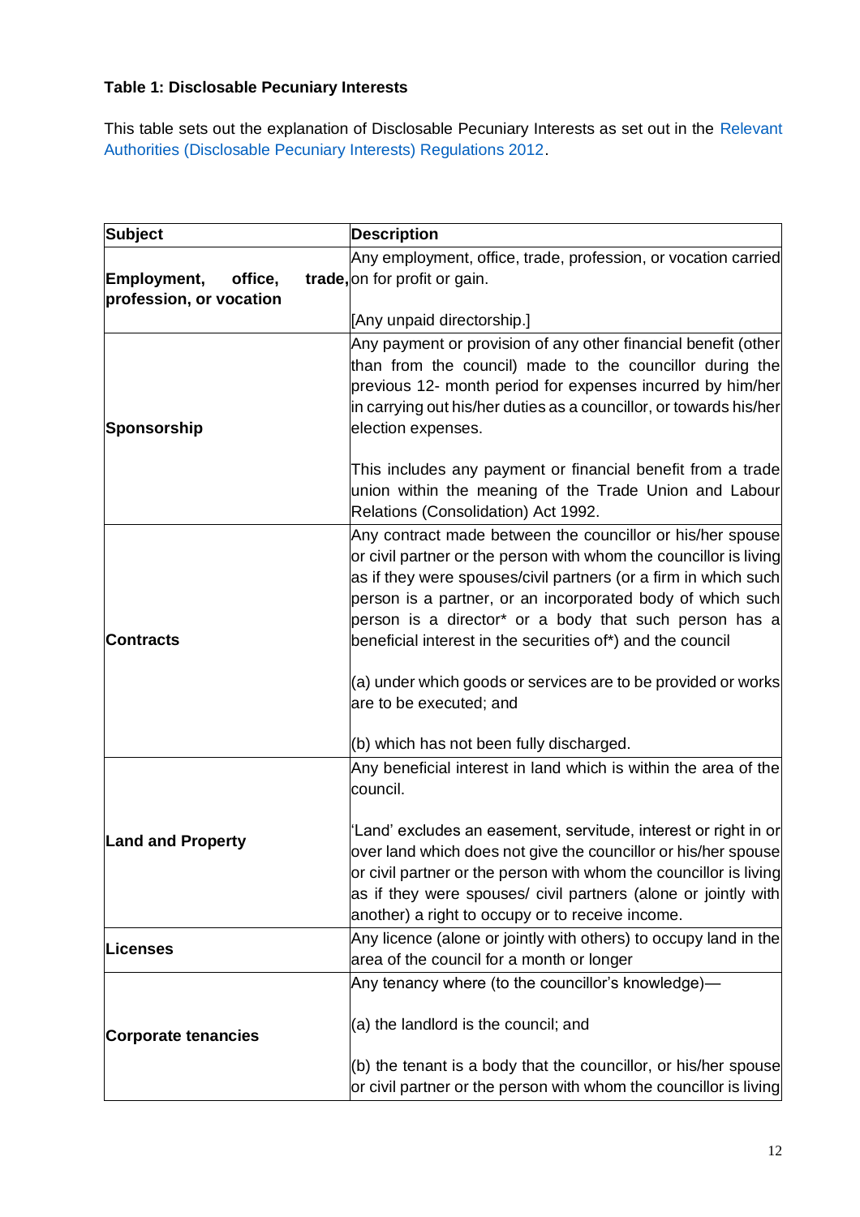**Table 1: Disclosable Pecuniary Interests**

This table sets out the explanation of Disclosable Pecuniary Interests as set out in the Relevant Authorities (Disclosable Pecuniary Interests) Regulations 2012.

| Subject | Description |
|---|---|
| **Employment, office, trade, profession, or vocation** | Any employment, office, trade, profession, or vocation carried on for profit or gain.<br><br>[Any unpaid directorship.] |
| **Sponsorship** | Any payment or provision of any other financial benefit (other than from the council) made to the councillor during the previous 12- month period for expenses incurred by him/her in carrying out his/her duties as a councillor, or towards his/her election expenses.<br><br>This includes any payment or financial benefit from a trade union within the meaning of the Trade Union and Labour Relations (Consolidation) Act 1992. |
| **Contracts** | Any contract made between the councillor or his/her spouse or civil partner or the person with whom the councillor is living as if they were spouses/civil partners (or a firm in which such person is a partner, or an incorporated body of which such person is a director* or a body that such person has a beneficial interest in the securities of*) and the council<br><br>(a) under which goods or services are to be provided or works are to be executed; and<br><br>(b) which has not been fully discharged. |
| **Land and Property** | Any beneficial interest in land which is within the area of the council.<br><br>'Land' excludes an easement, servitude, interest or right in or over land which does not give the councillor or his/her spouse or civil partner or the person with whom the councillor is living as if they were spouses/ civil partners (alone or jointly with another) a right to occupy or to receive income. |
| **Licenses** | Any licence (alone or jointly with others) to occupy land in the area of the council for a month or longer |
| **Corporate tenancies** | Any tenancy where (to the councillor's knowledge)—<br><br>(a) the landlord is the council; and<br><br>(b) the tenant is a body that the councillor, or his/her spouse or civil partner or the person with whom the councillor is living |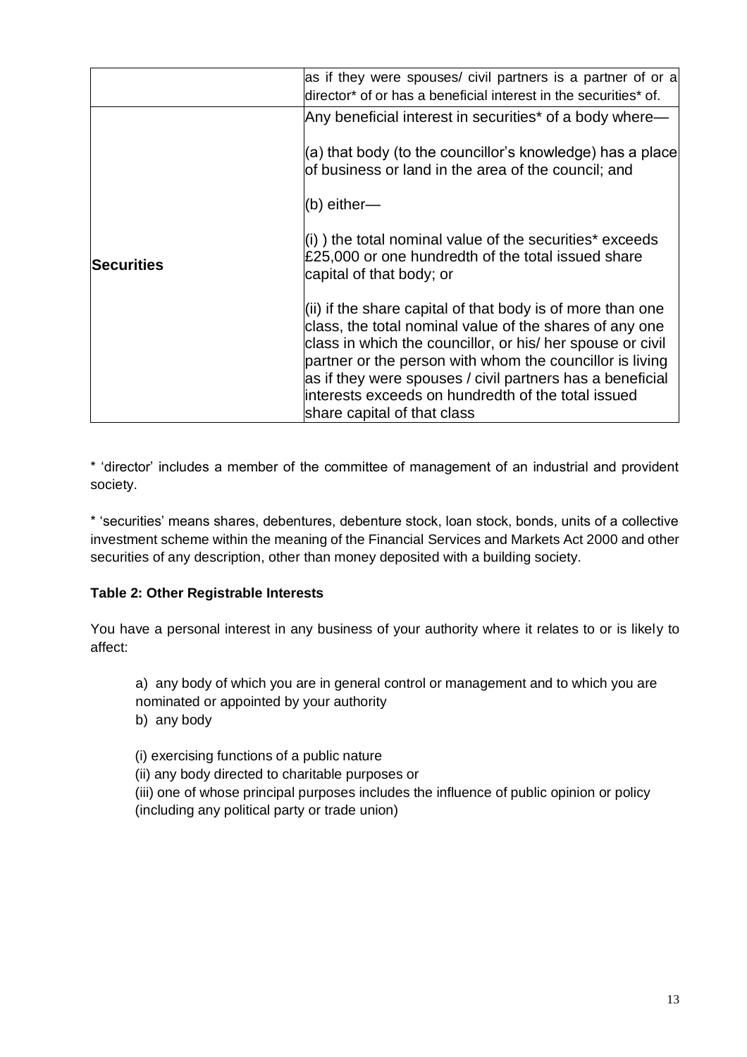| | |
|---|---|
| | as if they were spouses/ civil partners is a partner of or a director* of or has a beneficial interest in the securities* of. |
| **Securities** | Any beneficial interest in securities* of a body where—<br><br>(a) that body (to the councillor's knowledge) has a place of business or land in the area of the council; and<br><br>(b) either—<br><br>(i) ) the total nominal value of the securities* exceeds £25,000 or one hundredth of the total issued share capital of that body; or<br><br>(ii) if the share capital of that body is of more than one class, the total nominal value of the shares of any one class in which the councillor, or his/ her spouse or civil partner or the person with whom the councillor is living as if they were spouses / civil partners has a beneficial interests exceeds on hundredth of the total issued share capital of that class |

* 'director' includes a member of the committee of management of an industrial and provident society.

* 'securities' means shares, debentures, debenture stock, loan stock, bonds, units of a collective investment scheme within the meaning of the Financial Services and Markets Act 2000 and other securities of any description, other than money deposited with a building society.

**Table 2: Other Registrable Interests**

You have a personal interest in any business of your authority where it relates to or is likely to affect:

a) any body of which you are in general control or management and to which you are nominated or appointed by your authority

b) any body

(i) exercising functions of a public nature

(ii) any body directed to charitable purposes or

(iii) one of whose principal purposes includes the influence of public opinion or policy (including any political party or trade union)